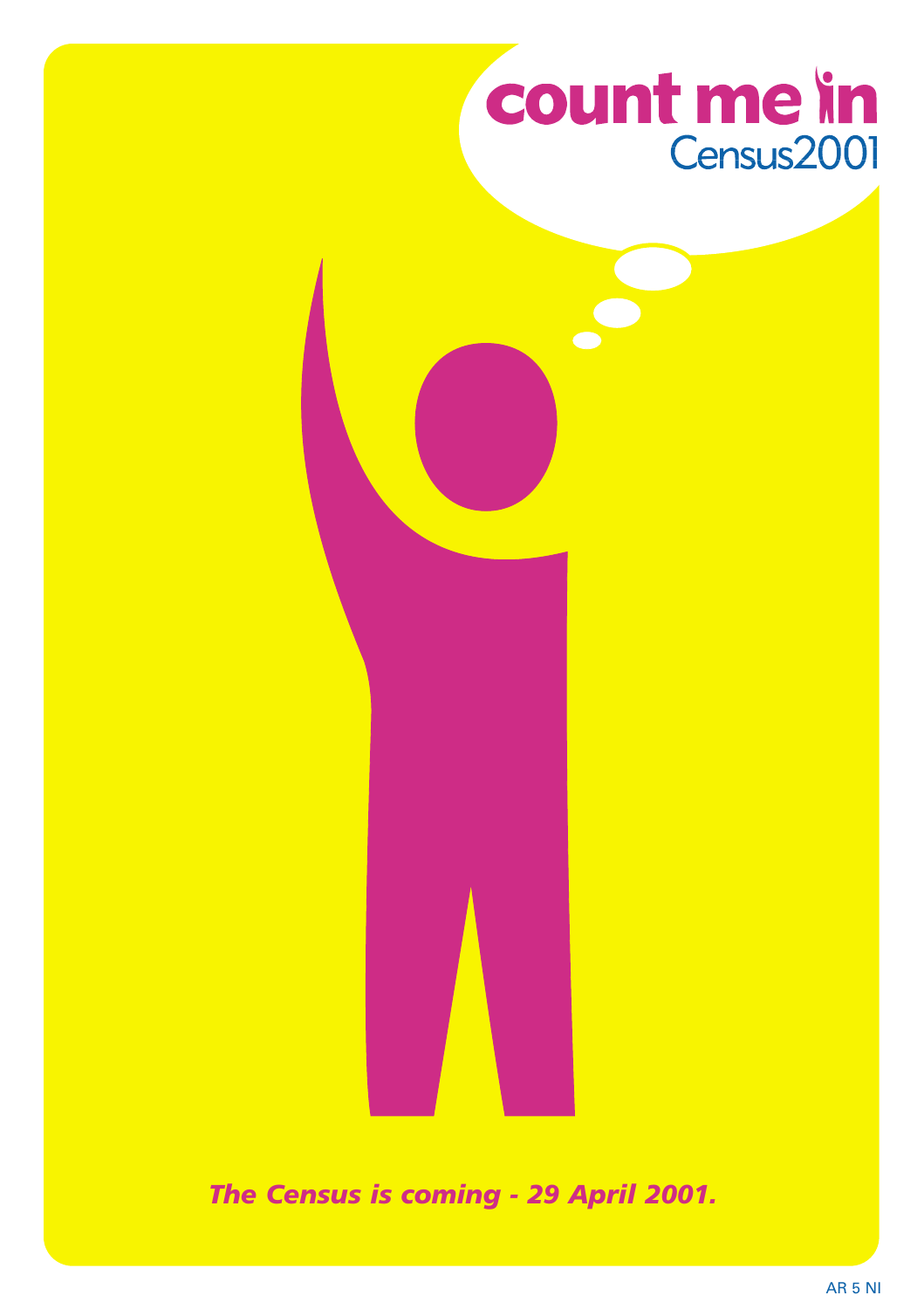# count me in

Census2001

*The Census is coming - 29 April 2001.*

AR 5 NI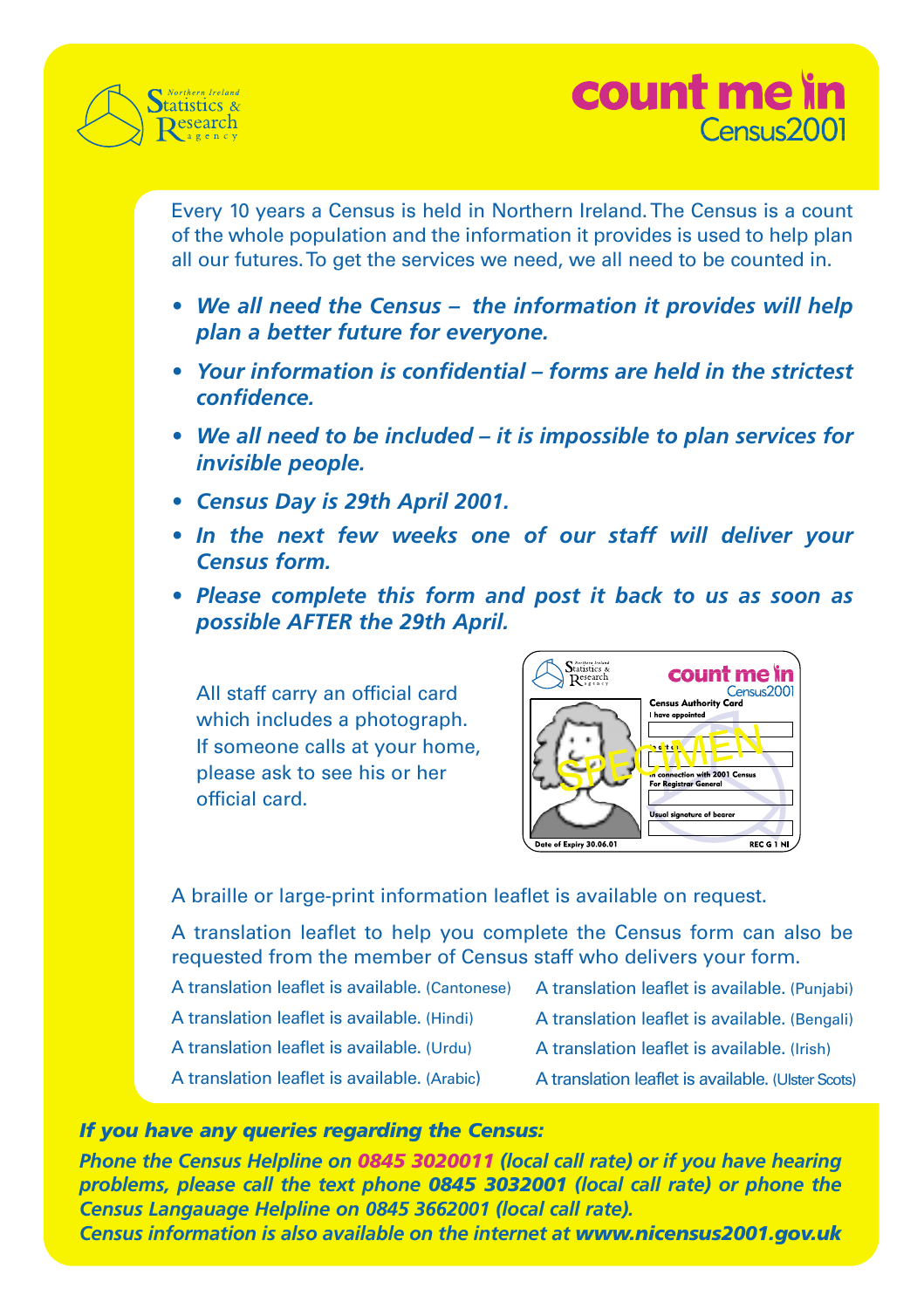Northern Ireland Statistics & Research agency

# count me in
## Census2001

Every 10 years a Census is held in Northern Ireland. The Census is a count of the whole population and the information it provides is used to help plan all our futures. To get the services we need, we all need to be counted in.

- ***We all need the Census – the information it provides will help plan a better future for everyone.***
- ***Your information is confidential – forms are held in the strictest confidence.***
- ***We all need to be included – it is impossible to plan services for invisible people.***
- ***Census Day is 29th April 2001.***
- ***In the next few weeks one of our staff will deliver your Census form.***
- ***Please complete this form and post it back to us as soon as possible AFTER the 29th April.***

All staff carry an official card which includes a photograph. If someone calls at your home, please ask to see his or her official card.

Northern Ireland Statistics & Research agency
count me in
Census2001
Census Authority Card
I have appointed
in connection with 2001 Census
For Registrar General
Usual signature of bearer
SPECIMEN
Date of Expiry 30.06.01
REC G 1 NI

A braille or large-print information leaflet is available on request.

A translation leaflet to help you complete the Census form can also be requested from the member of Census staff who delivers your form.

A translation leaflet is available. (Cantonese)
A translation leaflet is available. (Hindi)
A translation leaflet is available. (Urdu)
A translation leaflet is available. (Arabic)
A translation leaflet is available. (Punjabi)
A translation leaflet is available. (Bengali)
A translation leaflet is available. (Irish)
A translation leaflet is available. (Ulster Scots)

***If you have any queries regarding the Census:***

***Phone the Census Helpline on 0845 3020011 (local call rate) or if you have hearing problems, please call the text phone 0845 3032001 (local call rate) or phone the Census Langauage Helpline on 0845 3662001 (local call rate).***

***Census information is also available on the internet at www.nicensus2001.gov.uk***